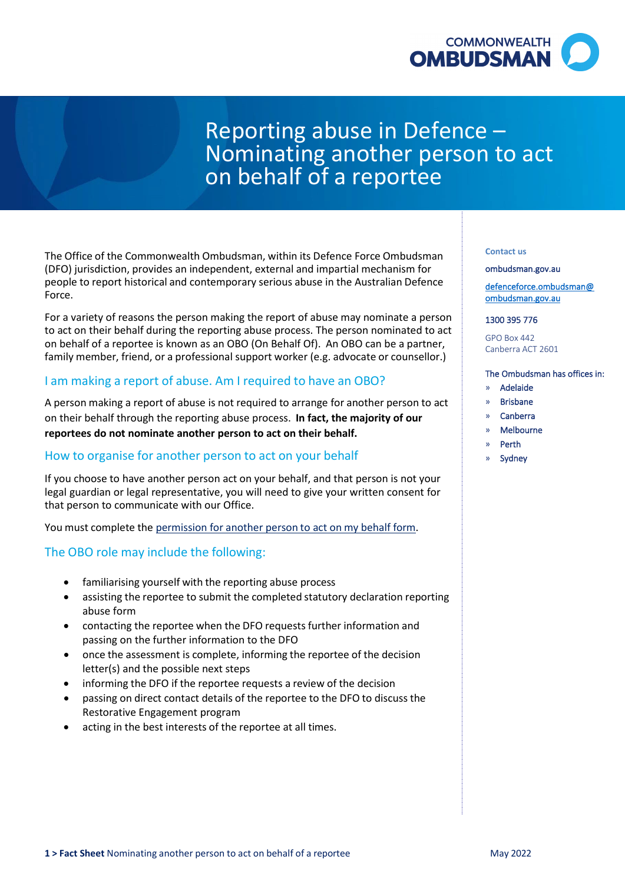COMMONWEALTH OMBUDSMAN

# Reporting abuse in Defence – Nominating another person to act on behalf of a reportee

The Office of the Commonwealth Ombudsman, within its Defence Force Ombudsman (DFO) jurisdiction, provides an independent, external and impartial mechanism for people to report historical and contemporary serious abuse in the Australian Defence Force.

For a variety of reasons the person making the report of abuse may nominate a person to act on their behalf during the reporting abuse process. The person nominated to act on behalf of a reportee is known as an OBO (On Behalf Of). An OBO can be a partner, family member, friend, or a professional support worker (e.g. advocate or counsellor.)

## I am making a report of abuse. Am I required to have an OBO?

A person making a report of abuse is not required to arrange for another person to act on their behalf through the reporting abuse process. **In fact, the majority of our reportees do not nominate another person to act on their behalf.**

## How to organise for another person to act on your behalf

If you choose to have another person act on your behalf, and that person is not your legal guardian or legal representative, you will need to give your written consent for that person to communicate with our Office.

You must complete the permission for another person to act on my behalf form.

## The OBO role may include the following:

- familiarising yourself with the reporting abuse process
- assisting the reportee to submit the completed statutory declaration reporting abuse form
- contacting the reportee when the DFO requests further information and passing on the further information to the DFO
- once the assessment is complete, informing the reportee of the decision letter(s) and the possible next steps
- informing the DFO if the reportee requests a review of the decision
- passing on direct contact details of the reportee to the DFO to discuss the Restorative Engagement program
- acting in the best interests of the reportee at all times.

**Contact us**

ombudsman.gov.au

defenceforce.ombudsman@ombudsman.gov.au

1300 395 776

GPO Box 442
Canberra ACT 2601

The Ombudsman has offices in:

- Adelaide
- Brisbane
- Canberra
- Melbourne
- Perth
- Sydney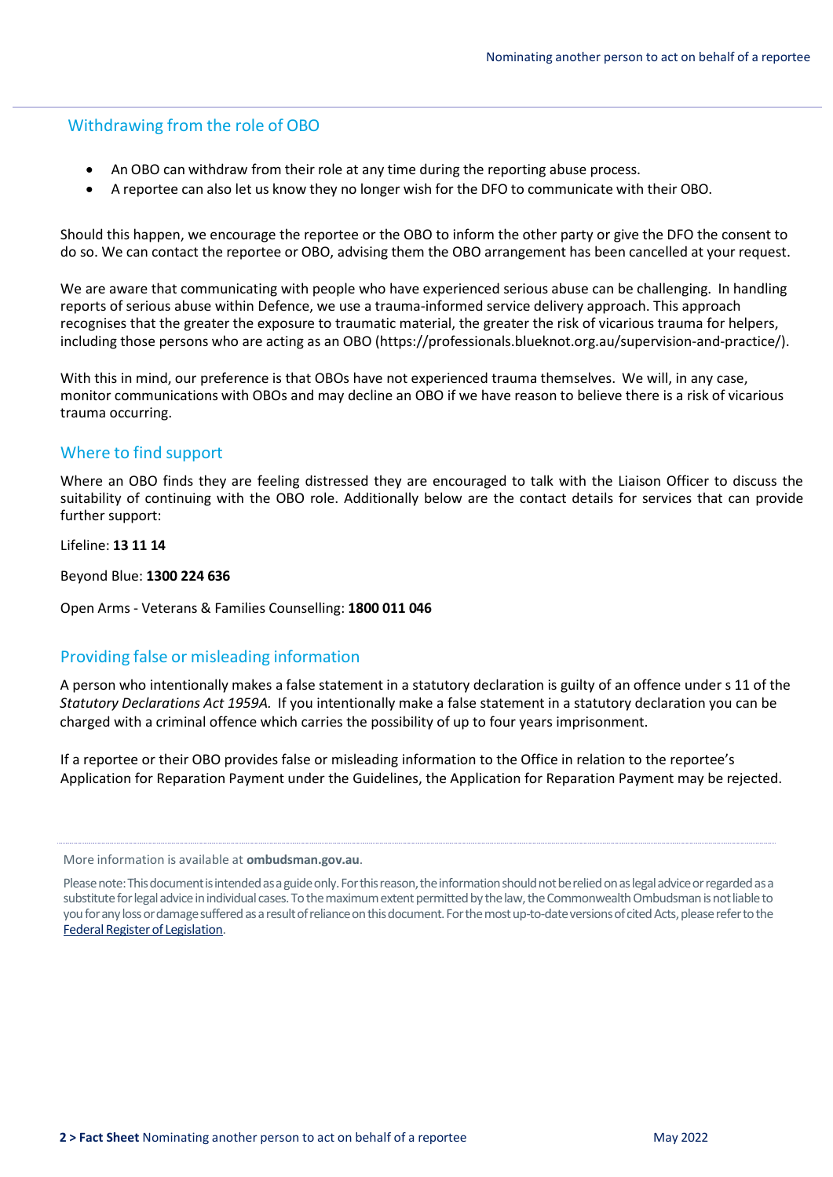## Withdrawing from the role of OBO

- An OBO can withdraw from their role at any time during the reporting abuse process.
- A reportee can also let us know they no longer wish for the DFO to communicate with their OBO.

Should this happen, we encourage the reportee or the OBO to inform the other party or give the DFO the consent to do so. We can contact the reportee or OBO, advising them the OBO arrangement has been cancelled at your request.

We are aware that communicating with people who have experienced serious abuse can be challenging. In handling reports of serious abuse within Defence, we use a trauma-informed service delivery approach. This approach recognises that the greater the exposure to traumatic material, the greater the risk of vicarious trauma for helpers, including those persons who are acting as an OBO (https://professionals.blueknot.org.au/supervision-and-practice/).

With this in mind, our preference is that OBOs have not experienced trauma themselves. We will, in any case, monitor communications with OBOs and may decline an OBO if we have reason to believe there is a risk of vicarious trauma occurring.

## Where to find support

Where an OBO finds they are feeling distressed they are encouraged to talk with the Liaison Officer to discuss the suitability of continuing with the OBO role. Additionally below are the contact details for services that can provide further support:

Lifeline: **13 11 14**

Beyond Blue: **1300 224 636**

Open Arms - Veterans & Families Counselling: **1800 011 046**

## Providing false or misleading information

A person who intentionally makes a false statement in a statutory declaration is guilty of an offence under s 11 of the *Statutory Declarations Act 1959A.* If you intentionally make a false statement in a statutory declaration you can be charged with a criminal offence which carries the possibility of up to four years imprisonment.

If a reportee or their OBO provides false or misleading information to the Office in relation to the reportee's Application for Reparation Payment under the Guidelines, the Application for Reparation Payment may be rejected.

---

More information is available at **ombudsman.gov.au**.

Please note: This document is intended as a guide only. For this reason, the information should not be relied on as legal advice or regarded as a substitute for legal advice in individual cases. To the maximum extent permitted by the law, the Commonwealth Ombudsman is not liable to you for any loss or damage suffered as a result of reliance on this document. For the most up-to-date versions of cited Acts, please refer to the Federal Register of Legislation.